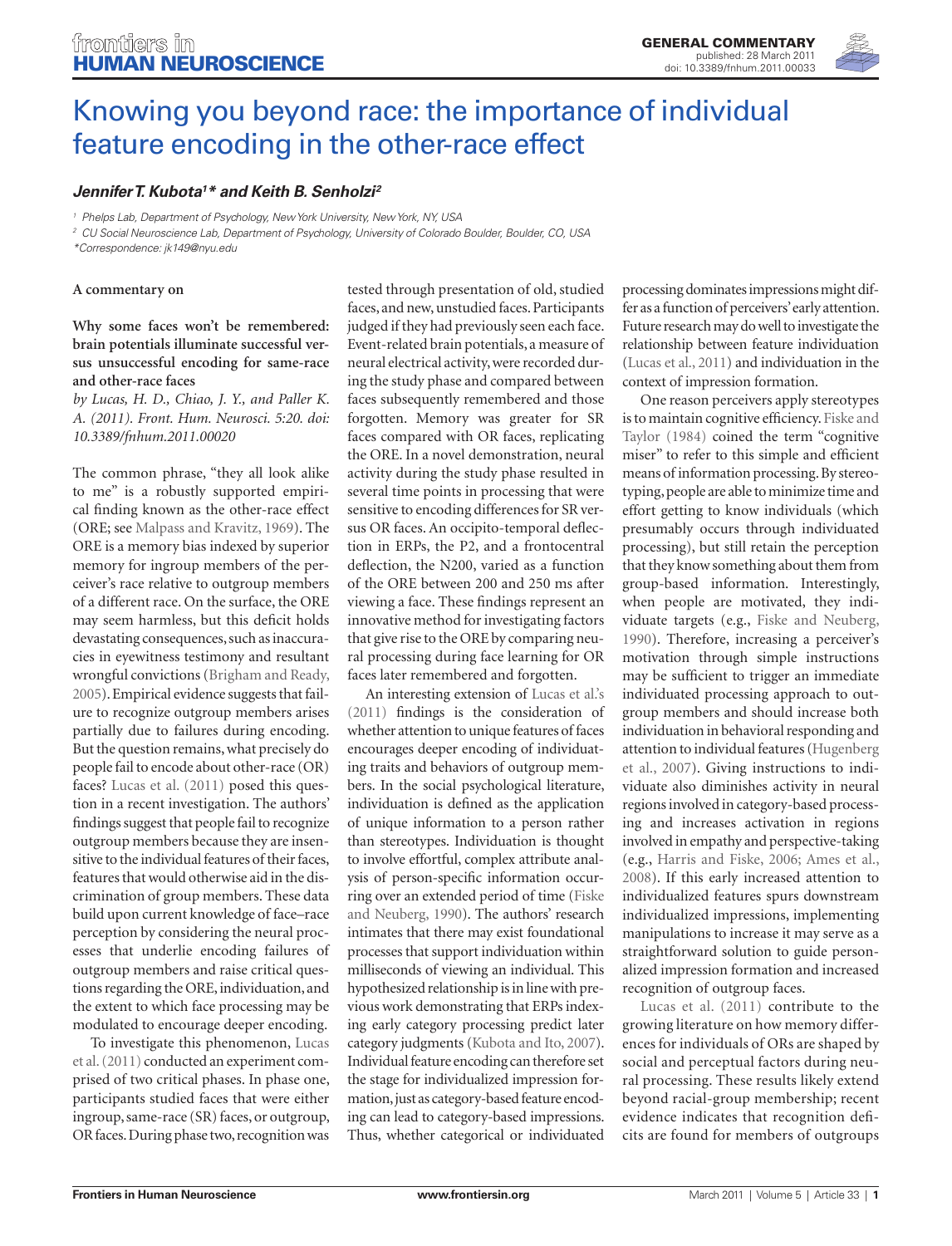# Knowing you beyond race: the importance of individual feature encoding in the other-race effect

***Jennifer T. Kubota[1]\* and Keith B. Senholzi[2]***

[1] Phelps Lab, Department of Psychology, New York University, New York, NY, USA

[2] CU Social Neuroscience Lab, Department of Psychology, University of Colorado Boulder, Boulder, CO, USA

\*Correspondence: jk149@nyu.edu

**A commentary on**

**Why some faces won't be remembered: brain potentials illuminate successful versus unsuccessful encoding for same-race and other-race faces**

*by Lucas, H. D., Chiao, J. Y., and Paller K. A. (2011). Front. Hum. Neurosci. 5:20. doi: 10.3389/fnhum.2011.00020*

The common phrase, "they all look alike to me" is a robustly supported empirical finding known as the other-race effect (ORE; see Malpass and Kravitz, 1969). The ORE is a memory bias indexed by superior memory for ingroup members of the perceiver's race relative to outgroup members of a different race. On the surface, the ORE may seem harmless, but this deficit holds devastating consequences, such as inaccuracies in eyewitness testimony and resultant wrongful convictions (Brigham and Ready, 2005). Empirical evidence suggests that failure to recognize outgroup members arises partially due to failures during encoding. But the question remains, what precisely do people fail to encode about other-race (OR) faces? Lucas et al. (2011) posed this question in a recent investigation. The authors' findings suggest that people fail to recognize outgroup members because they are insensitive to the individual features of their faces, features that would otherwise aid in the discrimination of group members. These data build upon current knowledge of face–race perception by considering the neural processes that underlie encoding failures of outgroup members and raise critical questions regarding the ORE, individuation, and the extent to which face processing may be modulated to encourage deeper encoding.

To investigate this phenomenon, Lucas et al. (2011) conducted an experiment comprised of two critical phases. In phase one, participants studied faces that were either ingroup, same-race (SR) faces, or outgroup, OR faces. During phase two, recognition was tested through presentation of old, studied faces, and new, unstudied faces. Participants judged if they had previously seen each face. Event-related brain potentials, a measure of neural electrical activity, were recorded during the study phase and compared between faces subsequently remembered and those forgotten. Memory was greater for SR faces compared with OR faces, replicating the ORE. In a novel demonstration, neural activity during the study phase resulted in several time points in processing that were sensitive to encoding differences for SR versus OR faces. An occipito-temporal deflection in ERPs, the P2, and a frontocentral deflection, the N200, varied as a function of the ORE between 200 and 250 ms after viewing a face. These findings represent an innovative method for investigating factors that give rise to the ORE by comparing neural processing during face learning for OR faces later remembered and forgotten.

An interesting extension of Lucas et al.'s (2011) findings is the consideration of whether attention to unique features of faces encourages deeper encoding of individuating traits and behaviors of outgroup members. In the social psychological literature, individuation is defined as the application of unique information to a person rather than stereotypes. Individuation is thought to involve effortful, complex attribute analysis of person-specific information occurring over an extended period of time (Fiske and Neuberg, 1990). The authors' research intimates that there may exist foundational processes that support individuation within milliseconds of viewing an individual. This hypothesized relationship is in line with previous work demonstrating that ERPs indexing early category processing predict later category judgments (Kubota and Ito, 2007). Individual feature encoding can therefore set the stage for individualized impression formation, just as category-based feature encoding can lead to category-based impressions. Thus, whether categorical or individuated processing dominates impressions might differ as a function of perceivers' early attention. Future research may do well to investigate the relationship between feature individuation (Lucas et al., 2011) and individuation in the context of impression formation.

One reason perceivers apply stereotypes is to maintain cognitive efficiency. Fiske and Taylor (1984) coined the term "cognitive miser" to refer to this simple and efficient means of information processing. By stereotyping, people are able to minimize time and effort getting to know individuals (which presumably occurs through individuated processing), but still retain the perception that they know something about them from group-based information. Interestingly, when people are motivated, they individuate targets (e.g., Fiske and Neuberg, 1990). Therefore, increasing a perceiver's motivation through simple instructions may be sufficient to trigger an immediate individuated processing approach to outgroup members and should increase both individuation in behavioral responding and attention to individual features (Hugenberg et al., 2007). Giving instructions to individuate also diminishes activity in neural regions involved in category-based processing and increases activation in regions involved in empathy and perspective-taking (e.g., Harris and Fiske, 2006; Ames et al., 2008). If this early increased attention to individualized features spurs downstream individualized impressions, implementing manipulations to increase it may serve as a straightforward solution to guide personalized impression formation and increased recognition of outgroup faces.

Lucas et al. (2011) contribute to the growing literature on how memory differences for individuals of ORs are shaped by social and perceptual factors during neural processing. These results likely extend beyond racial-group membership; recent evidence indicates that recognition deficits are found for members of outgroups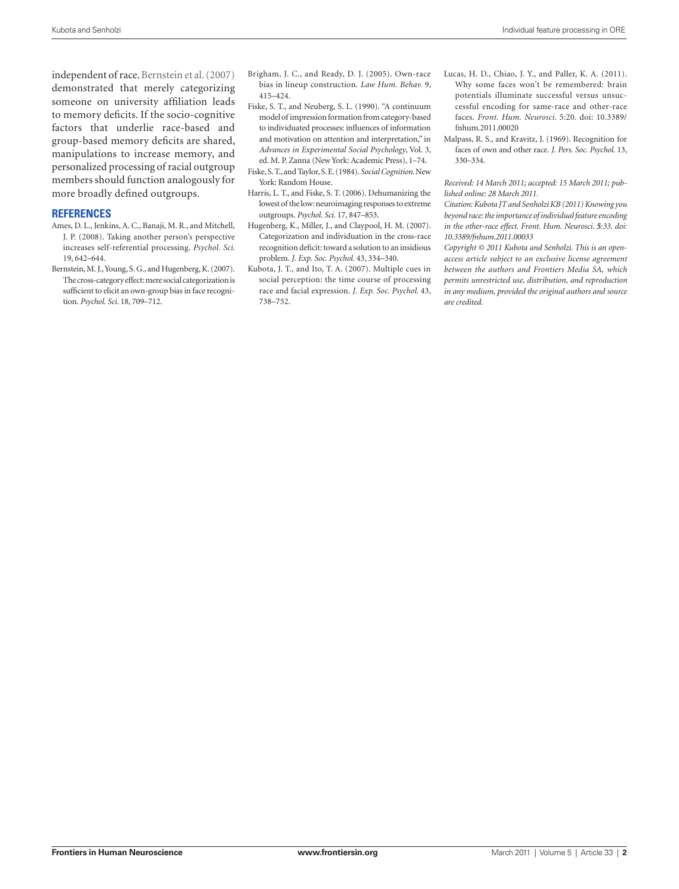independent of race. Bernstein et al. (2007) demonstrated that merely categorizing someone on university affiliation leads to memory deficits. If the socio-cognitive factors that underlie race-based and group-based memory deficits are shared, manipulations to increase memory, and personalized processing of racial outgroup members should function analogously for more broadly defined outgroups.

## REFERENCES

Ames, D. L., Jenkins, A. C., Banaji, M. R., and Mitchell, J. P. (2008). Taking another person's perspective increases self-referential processing. *Psychol. Sci.* 19, 642–644.

Bernstein, M. J., Young, S. G., and Hugenberg, K. (2007). The cross-category effect: mere social categorization is sufficient to elicit an own-group bias in face recognition. *Psychol. Sci.* 18, 709–712.

Brigham, J. C., and Ready, D. J. (2005). Own-race bias in lineup construction. *Law Hum. Behav.* 9, 415–424.

Fiske, S. T., and Neuberg, S. L. (1990). "A continuum model of impression formation from category-based to individuated processes: influences of information and motivation on attention and interpretation," in *Advances in Experimental Social Psychology*, Vol. 3, ed. M. P. Zanna (New York: Academic Press), 1–74.

Fiske, S. T., and Taylor, S. E. (1984). *Social Cognition*. New York: Random House.

Harris, L. T., and Fiske, S. T. (2006). Dehumanizing the lowest of the low: neuroimaging responses to extreme outgroups. *Psychol. Sci.* 17, 847–853.

Hugenberg, K., Miller, J., and Claypool, H. M. (2007). Categorization and individuation in the cross-race recognition deficit: toward a solution to an insidious problem. *J. Exp. Soc. Psychol.* 43, 334–340.

Kubota, J. T., and Ito, T. A. (2007). Multiple cues in social perception: the time course of processing race and facial expression. *J. Exp. Soc. Psychol.* 43, 738–752.

Lucas, H. D., Chiao, J. Y., and Paller, K. A. (2011). Why some faces won't be remembered: brain potentials illuminate successful versus unsuccessful encoding for same-race and other-race faces. *Front. Hum. Neurosci.* 5:20. doi: 10.3389/fnhum.2011.00020

Malpass, R. S., and Kravitz, J. (1969). Recognition for faces of own and other race. *J. Pers. Soc. Psychol.* 13, 330–334.

*Received: 14 March 2011; accepted: 15 March 2011; published online: 28 March 2011.*

*Citation: Kubota JT and Senholzi KB (2011) Knowing you beyond race: the importance of individual feature encoding in the other-race effect. Front. Hum. Neurosci. **5**:33. doi: 10.3389/fnhum.2011.00033*

*Copyright © 2011 Kubota and Senholzi. This is an open-access article subject to an exclusive license agreement between the authors and Frontiers Media SA, which permits unrestricted use, distribution, and reproduction in any medium, provided the original authors and source are credited.*